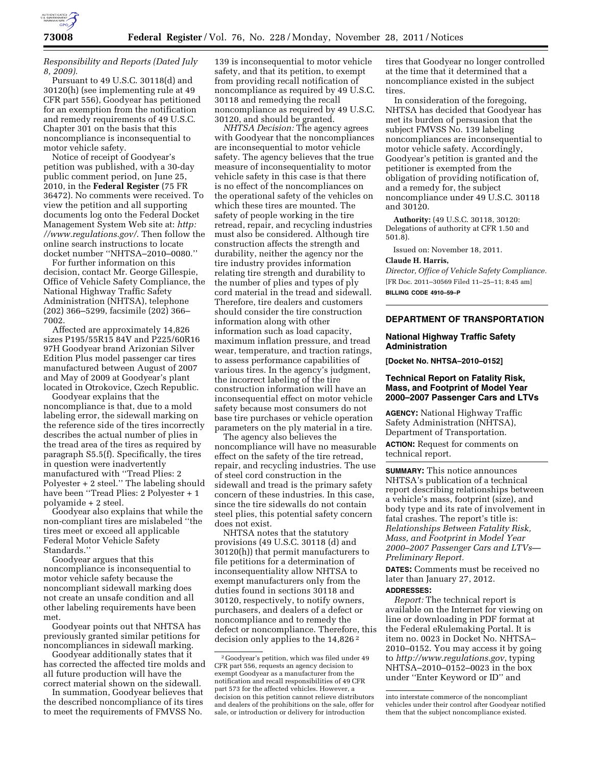*Responsibility and Reports (Dated July 8, 2009).*

Pursuant to 49 U.S.C. 30118(d) and 30120(h) (see implementing rule at 49 CFR part 556), Goodyear has petitioned for an exemption from the notification and remedy requirements of 49 U.S.C. Chapter 301 on the basis that this noncompliance is inconsequential to motor vehicle safety.

Notice of receipt of Goodyear's petition was published, with a 30-day public comment period, on June 25, 2010, in the **Federal Register** (75 FR 36472). No comments were received. To view the petition and all supporting documents log onto the Federal Docket Management System Web site at: *http://www.regulations.gov/.* Then follow the online search instructions to locate docket number ''NHTSA–2010–0080.''

For further information on this decision, contact Mr. George Gillespie, Office of Vehicle Safety Compliance, the National Highway Traffic Safety Administration (NHTSA), telephone (202) 366–5299, facsimile (202) 366–7002.

Affected are approximately 14,826 sizes P195/55R15 84V and P225/60R16 97H Goodyear brand Arizonian Silver Edition Plus model passenger car tires manufactured between August of 2007 and May of 2009 at Goodyear's plant located in Otrokovice, Czech Republic.

Goodyear explains that the noncompliance is that, due to a mold labeling error, the sidewall marking on the reference side of the tires incorrectly describes the actual number of plies in the tread area of the tires as required by paragraph S5.5(f). Specifically, the tires in question were inadvertently manufactured with ''Tread Plies: 2 Polyester + 2 steel.'' The labeling should have been ''Tread Plies: 2 Polyester + 1 polyamide + 2 steel.

Goodyear also explains that while the non-compliant tires are mislabeled ''the tires meet or exceed all applicable Federal Motor Vehicle Safety Standards.''

Goodyear argues that this noncompliance is inconsequential to motor vehicle safety because the noncompliant sidewall marking does not create an unsafe condition and all other labeling requirements have been met.

Goodyear points out that NHTSA has previously granted similar petitions for noncompliances in sidewall marking.

Goodyear additionally states that it has corrected the affected tire molds and all future production will have the correct material shown on the sidewall.

In summation, Goodyear believes that the described noncompliance of its tires to meet the requirements of FMVSS No. 139 is inconsequential to motor vehicle safety, and that its petition, to exempt from providing recall notification of noncompliance as required by 49 U.S.C. 30118 and remedying the recall noncompliance as required by 49 U.S.C. 30120, and should be granted.

*NHTSA Decision:* The agency agrees with Goodyear that the noncompliances are inconsequential to motor vehicle safety. The agency believes that the true measure of inconsequentiality to motor vehicle safety in this case is that there is no effect of the noncompliances on the operational safety of the vehicles on which these tires are mounted. The safety of people working in the tire retread, repair, and recycling industries must also be considered. Although tire construction affects the strength and durability, neither the agency nor the tire industry provides information relating tire strength and durability to the number of plies and types of ply cord material in the tread and sidewall. Therefore, tire dealers and customers should consider the tire construction information along with other information such as load capacity, maximum inflation pressure, and tread wear, temperature, and traction ratings, to assess performance capabilities of various tires. In the agency's judgment, the incorrect labeling of the tire construction information will have an inconsequential effect on motor vehicle safety because most consumers do not base tire purchases or vehicle operation parameters on the ply material in a tire.

The agency also believes the noncompliance will have no measurable effect on the safety of the tire retread, repair, and recycling industries. The use of steel cord construction in the sidewall and tread is the primary safety concern of these industries. In this case, since the tire sidewalls do not contain steel plies, this potential safety concern does not exist.

NHTSA notes that the statutory provisions (49 U.S.C. 30118 (d) and 30120(h)) that permit manufacturers to file petitions for a determination of inconsequentiality allow NHTSA to exempt manufacturers only from the duties found in sections 30118 and 30120, respectively, to notify owners, purchasers, and dealers of a defect or noncompliance and to remedy the defect or noncompliance. Therefore, this decision only applies to the 14,826 [2] tires that Goodyear no longer controlled at the time that it determined that a noncompliance existed in the subject tires.

In consideration of the foregoing, NHTSA has decided that Goodyear has met its burden of persuasion that the subject FMVSS No. 139 labeling noncompliances are inconsequential to motor vehicle safety. Accordingly, Goodyear's petition is granted and the petitioner is exempted from the obligation of providing notification of, and a remedy for, the subject noncompliance under 49 U.S.C. 30118 and 30120.

**Authority:** (49 U.S.C. 30118, 30120: Delegations of authority at CFR 1.50 and 501.8).

Issued on: November 18, 2011.

**Claude H. Harris,**

*Director, Office of Vehicle Safety Compliance.*

[FR Doc. 2011–30569 Filed 11–25–11; 8:45 am]

**BILLING CODE 4910–59–P**

[2] Goodyear's petition, which was filed under 49 CFR part 556, requests an agency decision to exempt Goodyear as a manufacturer from the notification and recall responsibilities of 49 CFR part 573 for the affected vehicles. However, a decision on this petition cannot relieve distributors and dealers of the prohibitions on the sale, offer for sale, or introduction or delivery for introduction into interstate commerce of the noncompliant vehicles under their control after Goodyear notified them that the subject noncompliance existed.

---

## DEPARTMENT OF TRANSPORTATION

### National Highway Traffic Safety Administration

**[Docket No. NHTSA–2010–0152]**

### Technical Report on Fatality Risk, Mass, and Footprint of Model Year 2000–2007 Passenger Cars and LTVs

**AGENCY:** National Highway Traffic Safety Administration (NHTSA), Department of Transportation.

**ACTION:** Request for comments on technical report.

**SUMMARY:** This notice announces NHTSA's publication of a technical report describing relationships between a vehicle's mass, footprint (size), and body type and its rate of involvement in fatal crashes. The report's title is: *Relationships Between Fatality Risk, Mass, and Footprint in Model Year 2000–2007 Passenger Cars and LTVs—Preliminary Report.*

**DATES:** Comments must be received no later than January 27, 2012.

**ADDRESSES:**

*Report:* The technical report is available on the Internet for viewing on line or downloading in PDF format at the Federal eRulemaking Portal. It is item no. 0023 in Docket No. NHTSA–2010–0152. You may access it by going to *http://www.regulations.gov*, typing NHTSA–2010–0152–0023 in the box under ''Enter Keyword or ID'' and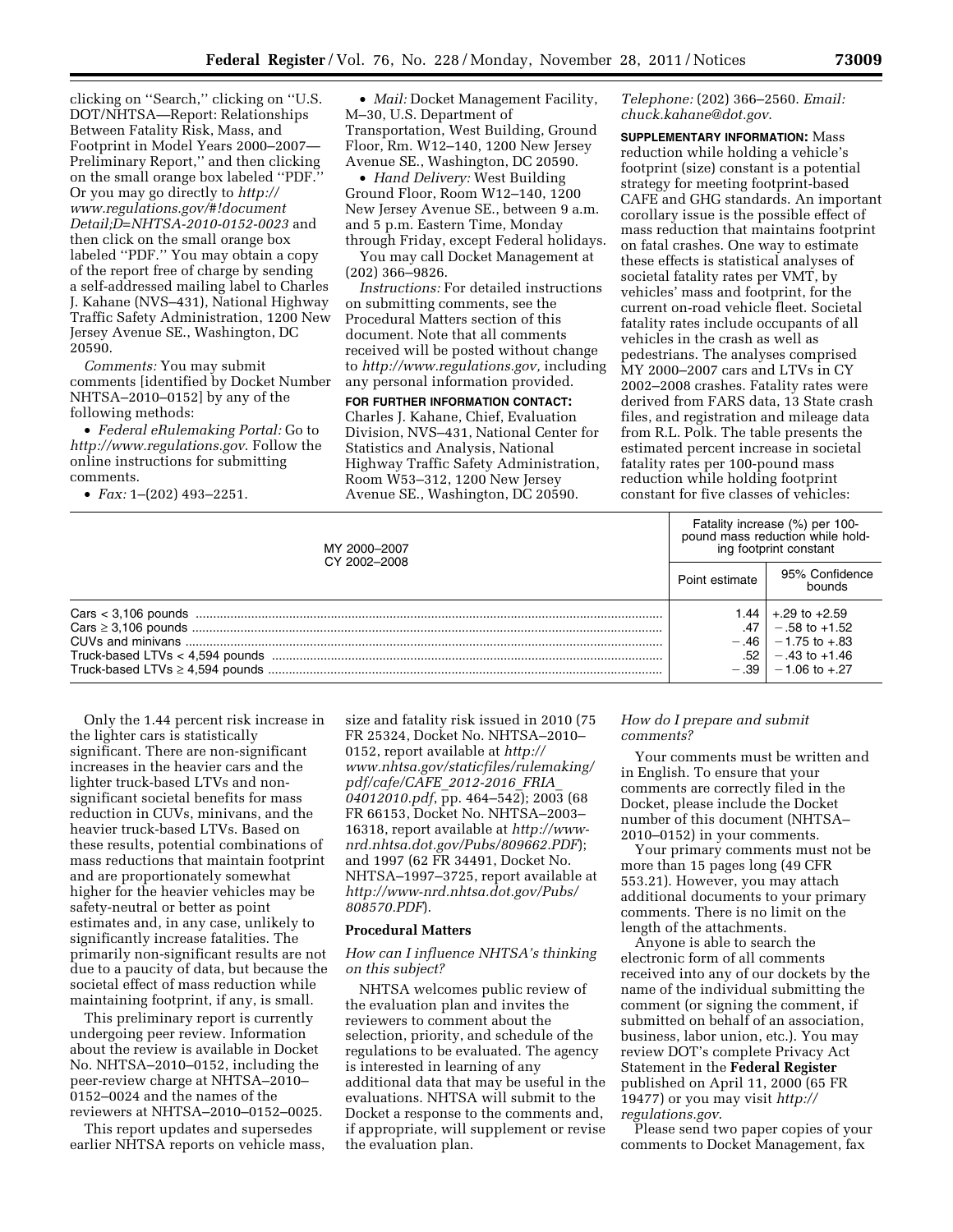clicking on ''Search,'' clicking on ''U.S. DOT/NHTSA—Report: Relationships Between Fatality Risk, Mass, and Footprint in Model Years 2000–2007—Preliminary Report,'' and then clicking on the small orange box labeled ''PDF.'' Or you may go directly to *http://www.regulations.gov/#!documentDetail;D=NHTSA-2010-0152-0023* and then click on the small orange box labeled ''PDF.'' You may obtain a copy of the report free of charge by sending a self-addressed mailing label to Charles J. Kahane (NVS–431), National Highway Traffic Safety Administration, 1200 New Jersey Avenue SE., Washington, DC 20590.

*Comments:* You may submit comments [identified by Docket Number NHTSA–2010–0152] by any of the following methods:

- *Federal eRulemaking Portal:* Go to *http://www.regulations.gov*. Follow the online instructions for submitting comments.
- *Fax:* 1–(202) 493–2251.
- *Mail:* Docket Management Facility, M–30, U.S. Department of Transportation, West Building, Ground Floor, Rm. W12–140, 1200 New Jersey Avenue SE., Washington, DC 20590.
- *Hand Delivery:* West Building Ground Floor, Room W12–140, 1200 New Jersey Avenue SE., between 9 a.m. and 5 p.m. Eastern Time, Monday through Friday, except Federal holidays.

You may call Docket Management at (202) 366–9826.

*Instructions:* For detailed instructions on submitting comments, see the Procedural Matters section of this document. Note that all comments received will be posted without change to *http://www.regulations.gov,* including any personal information provided.

**FOR FURTHER INFORMATION CONTACT:** Charles J. Kahane, Chief, Evaluation Division, NVS–431, National Center for Statistics and Analysis, National Highway Traffic Safety Administration, Room W53–312, 1200 New Jersey Avenue SE., Washington, DC 20590. *Telephone:* (202) 366–2560. *Email: chuck.kahane@dot.gov*.

**SUPPLEMENTARY INFORMATION:** Mass reduction while holding a vehicle's footprint (size) constant is a potential strategy for meeting footprint-based CAFE and GHG standards. An important corollary issue is the possible effect of mass reduction that maintains footprint on fatal crashes. One way to estimate these effects is statistical analyses of societal fatality rates per VMT, by vehicles' mass and footprint, for the current on-road vehicle fleet. Societal fatality rates include occupants of all vehicles in the crash as well as pedestrians. The analyses comprised MY 2000–2007 cars and LTVs in CY 2002–2008 crashes. Fatality rates were derived from FARS data, 13 State crash files, and registration and mileage data from R.L. Polk. The table presents the estimated percent increase in societal fatality rates per 100-pound mass reduction while holding footprint constant for five classes of vehicles:

| MY 2000–2007<br>CY 2002–2008 | Fatality increase (%) per 100-pound mass reduction while holding footprint constant | |
|---|---|---|
| | Point estimate | 95% Confidence bounds |
| Cars < 3,106 pounds | 1.44 | +.29 to +2.59 |
| Cars ≥ 3,106 pounds | .47 | −.58 to +1.52 |
| CUVs and minivans | −.46 | −1.75 to +.83 |
| Truck-based LTVs < 4,594 pounds | .52 | −.43 to +1.46 |
| Truck-based LTVs ≥ 4,594 pounds | −.39 | −1.06 to +.27 |

Only the 1.44 percent risk increase in the lighter cars is statistically significant. There are non-significant increases in the heavier cars and the lighter truck-based LTVs and non-significant societal benefits for mass reduction in CUVs, minivans, and the heavier truck-based LTVs. Based on these results, potential combinations of mass reductions that maintain footprint and are proportionately somewhat higher for the heavier vehicles may be safety-neutral or better as point estimates and, in any case, unlikely to significantly increase fatalities. The primarily non-significant results are not due to a paucity of data, but because the societal effect of mass reduction while maintaining footprint, if any, is small.

This preliminary report is currently undergoing peer review. Information about the review is available in Docket No. NHTSA–2010–0152, including the peer-review charge at NHTSA–2010–0152–0024 and the names of the reviewers at NHTSA–2010–0152–0025.

This report updates and supersedes earlier NHTSA reports on vehicle mass, size and fatality risk issued in 2010 (75 FR 25324, Docket No. NHTSA–2010–0152, report available at *http://www.nhtsa.gov/staticfiles/rulemaking/pdf/cafe/CAFE_2012-2016_FRIA_04012010.pdf*, pp. 464–542); 2003 (68 FR 66153, Docket No. NHTSA–2003–16318, report available at *http://www-nrd.nhtsa.dot.gov/Pubs/809662.PDF*); and 1997 (62 FR 34491, Docket No. NHTSA–1997–3725, report available at *http://www-nrd.nhtsa.dot.gov/Pubs/808570.PDF*).

## Procedural Matters

### *How can I influence NHTSA's thinking on this subject?*

NHTSA welcomes public review of the evaluation plan and invites the reviewers to comment about the selection, priority, and schedule of the regulations to be evaluated. The agency is interested in learning of any additional data that may be useful in the evaluations. NHTSA will submit to the Docket a response to the comments and, if appropriate, will supplement or revise the evaluation plan.

### *How do I prepare and submit comments?*

Your comments must be written and in English. To ensure that your comments are correctly filed in the Docket, please include the Docket number of this document (NHTSA–2010–0152) in your comments.

Your primary comments must not be more than 15 pages long (49 CFR 553.21). However, you may attach additional documents to your primary comments. There is no limit on the length of the attachments.

Anyone is able to search the electronic form of all comments received into any of our dockets by the name of the individual submitting the comment (or signing the comment, if submitted on behalf of an association, business, labor union, etc.). You may review DOT's complete Privacy Act Statement in the **Federal Register** published on April 11, 2000 (65 FR 19477) or you may visit *http://regulations.gov*.

Please send two paper copies of your comments to Docket Management, fax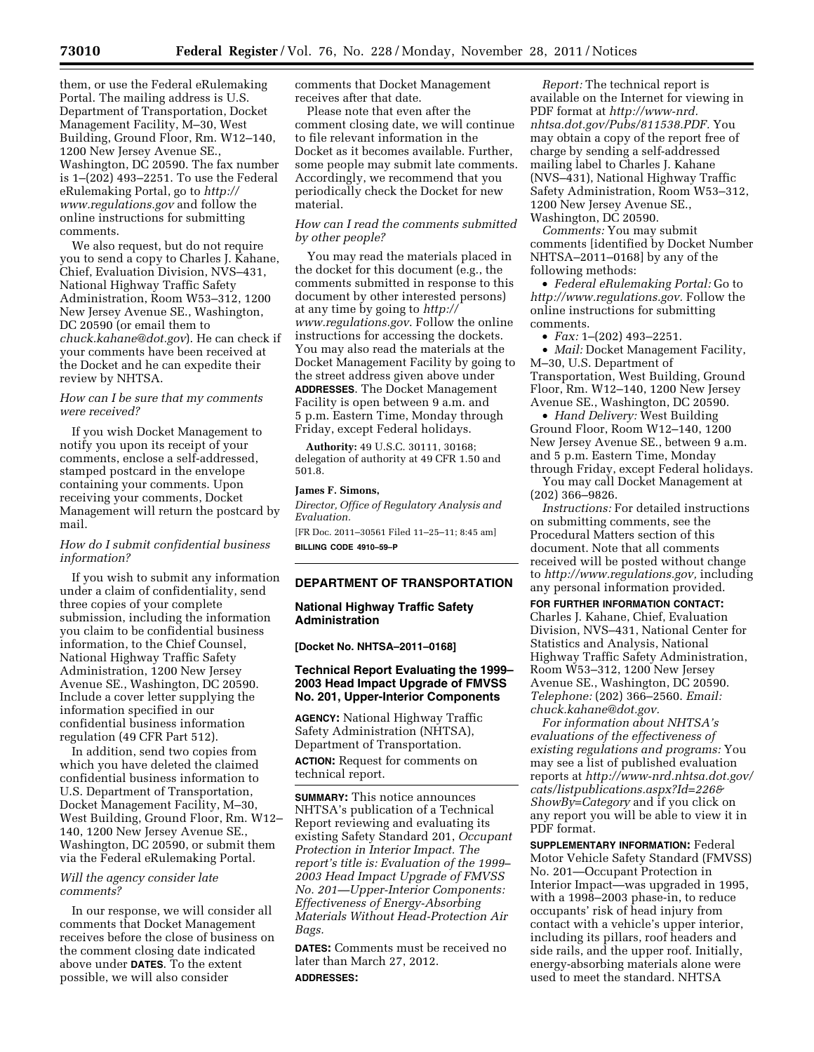them, or use the Federal eRulemaking Portal. The mailing address is U.S. Department of Transportation, Docket Management Facility, M–30, West Building, Ground Floor, Rm. W12–140, 1200 New Jersey Avenue SE., Washington, DC 20590. The fax number is 1–(202) 493–2251. To use the Federal eRulemaking Portal, go to *http://www.regulations.gov* and follow the online instructions for submitting comments.

We also request, but do not require you to send a copy to Charles J. Kahane, Chief, Evaluation Division, NVS–431, National Highway Traffic Safety Administration, Room W53–312, 1200 New Jersey Avenue SE., Washington, DC 20590 (or email them to *chuck.kahane@dot.gov*). He can check if your comments have been received at the Docket and he can expedite their review by NHTSA.

*How can I be sure that my comments were received?*

If you wish Docket Management to notify you upon its receipt of your comments, enclose a self-addressed, stamped postcard in the envelope containing your comments. Upon receiving your comments, Docket Management will return the postcard by mail.

*How do I submit confidential business information?*

If you wish to submit any information under a claim of confidentiality, send three copies of your complete submission, including the information you claim to be confidential business information, to the Chief Counsel, National Highway Traffic Safety Administration, 1200 New Jersey Avenue SE., Washington, DC 20590. Include a cover letter supplying the information specified in our confidential business information regulation (49 CFR Part 512).

In addition, send two copies from which you have deleted the claimed confidential business information to U.S. Department of Transportation, Docket Management Facility, M–30, West Building, Ground Floor, Rm. W12–140, 1200 New Jersey Avenue SE., Washington, DC 20590, or submit them via the Federal eRulemaking Portal.

*Will the agency consider late comments?*

In our response, we will consider all comments that Docket Management receives before the close of business on the comment closing date indicated above under **DATES**. To the extent possible, we will also consider comments that Docket Management receives after that date.

Please note that even after the comment closing date, we will continue to file relevant information in the Docket as it becomes available. Further, some people may submit late comments. Accordingly, we recommend that you periodically check the Docket for new material.

*How can I read the comments submitted by other people?*

You may read the materials placed in the docket for this document (e.g., the comments submitted in response to this document by other interested persons) at any time by going to *http://www.regulations.gov*. Follow the online instructions for accessing the dockets. You may also read the materials at the Docket Management Facility by going to the street address given above under **ADDRESSES**. The Docket Management Facility is open between 9 a.m. and 5 p.m. Eastern Time, Monday through Friday, except Federal holidays.

**Authority:** 49 U.S.C. 30111, 30168; delegation of authority at 49 CFR 1.50 and 501.8.

**James F. Simons,**

*Director, Office of Regulatory Analysis and Evaluation.*

[FR Doc. 2011–30561 Filed 11–25–11; 8:45 am]

**BILLING CODE 4910–59–P**

## DEPARTMENT OF TRANSPORTATION

### National Highway Traffic Safety Administration

**[Docket No. NHTSA–2011–0168]**

### Technical Report Evaluating the 1999–2003 Head Impact Upgrade of FMVSS No. 201, Upper-Interior Components

**AGENCY:** National Highway Traffic Safety Administration (NHTSA), Department of Transportation.

**ACTION:** Request for comments on technical report.

**SUMMARY:** This notice announces NHTSA's publication of a Technical Report reviewing and evaluating its existing Safety Standard 201, *Occupant Protection in Interior Impact. The report's title is: Evaluation of the 1999–2003 Head Impact Upgrade of FMVSS No. 201—Upper-Interior Components: Effectiveness of Energy-Absorbing Materials Without Head-Protection Air Bags.*

**DATES:** Comments must be received no later than March 27, 2012.

**ADDRESSES:**

*Report:* The technical report is available on the Internet for viewing in PDF format at *http://www-nrd.nhtsa.dot.gov/Pubs/811538.PDF.* You may obtain a copy of the report free of charge by sending a self-addressed mailing label to Charles J. Kahane (NVS–431), National Highway Traffic Safety Administration, Room W53–312, 1200 New Jersey Avenue SE., Washington, DC 20590.

*Comments:* You may submit comments [identified by Docket Number NHTSA–2011–0168] by any of the following methods:

- *Federal eRulemaking Portal:* Go to *http://www.regulations.gov.* Follow the online instructions for submitting comments.
- *Fax:* 1–(202) 493–2251.
- *Mail:* Docket Management Facility, M–30, U.S. Department of Transportation, West Building, Ground Floor, Rm. W12–140, 1200 New Jersey Avenue SE., Washington, DC 20590.
- *Hand Delivery:* West Building Ground Floor, Room W12–140, 1200 New Jersey Avenue SE., between 9 a.m. and 5 p.m. Eastern Time, Monday through Friday, except Federal holidays.

You may call Docket Management at (202) 366–9826.

*Instructions:* For detailed instructions on submitting comments, see the Procedural Matters section of this document. Note that all comments received will be posted without change to *http://www.regulations.gov,* including any personal information provided.

**FOR FURTHER INFORMATION CONTACT:** Charles J. Kahane, Chief, Evaluation Division, NVS–431, National Center for Statistics and Analysis, National Highway Traffic Safety Administration, Room W53–312, 1200 New Jersey Avenue SE., Washington, DC 20590. *Telephone:* (202) 366–2560. *Email: chuck.kahane@dot.gov.*

*For information about NHTSA's evaluations of the effectiveness of existing regulations and programs:* You may see a list of published evaluation reports at *http://www-nrd.nhtsa.dot.gov/cats/listpublications.aspx?Id=226&ShowBy=Category* and if you click on any report you will be able to view it in PDF format.

**SUPPLEMENTARY INFORMATION:** Federal Motor Vehicle Safety Standard (FMVSS) No. 201—Occupant Protection in Interior Impact—was upgraded in 1995, with a 1998–2003 phase-in, to reduce occupants' risk of head injury from contact with a vehicle's upper interior, including its pillars, roof headers and side rails, and the upper roof. Initially, energy-absorbing materials alone were used to meet the standard. NHTSA